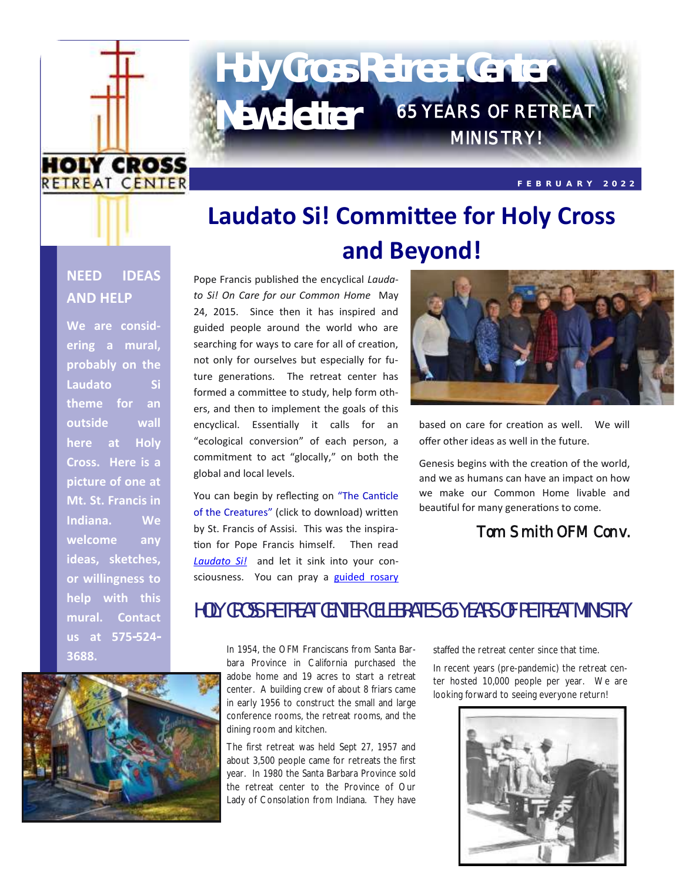# Holy Cross Retreat Center Newsletter

65 YEARS OF RETREAT MINISTRY!

FEBRUARY 2022

## Laudato Si! Committee for Holy Cross and Beyond!

Pope Francis published the encyclical *Laudato Si! On Care for our Common Home* May 24, 2015. Since then it has inspired and guided people around the world who are searching for ways to care for all of creation, not only for ourselves but especially for future generations. The retreat center has formed a committee to study, help form others, and then to implement the goals of this encyclical. Essentially it calls for an "ecological conversion" of each person, a commitment to act "glocally," on both the global and local levels.

You can begin by reflecting on "The Canticle of the Creatures" (click to download) written by St. Francis of Assisi. This was the inspiration for Pope Francis himself. Then read *Laudato Si!* and let it sink into your consciousness. You can pray a guided rosary based on care for creation as well. We will offer other ideas as well in the future.

Genesis begins with the creation of the world, and we as humans can have an impact on how we make our Common Home livable and beautiful for many generations to come.

Tom Smith OFM Conv.

### NEED IDEAS AND HELP

**We are considering a mural, probably on the Laudato Si theme for an outside wall here at Holy Cross. Here is a picture of one at Mt. St. Francis in Indiana. We welcome any ideas, sketches, or willingness to help with this mural. Contact us at 575-524-3688.**

## HOLY CROSS RETREAT CENTER CELEBRATES 65 YEARS OF RETREAT MINISTRY

In 1954, the OFM Franciscans from Santa Barbara Province in California purchased the adobe home and 19 acres to start a retreat center. A building crew of about 8 friars came in early 1956 to construct the small and large conference rooms, the retreat rooms, and the dining room and kitchen.

The first retreat was held Sept 27, 1957 and about 3,500 people came for retreats the first year. In 1980 the Santa Barbara Province sold the retreat center to the Province of Our Lady of Consolation from Indiana. They have staffed the retreat center since that time.

In recent years (pre-pandemic) the retreat center hosted 10,000 people per year. We are looking forward to seeing everyone return!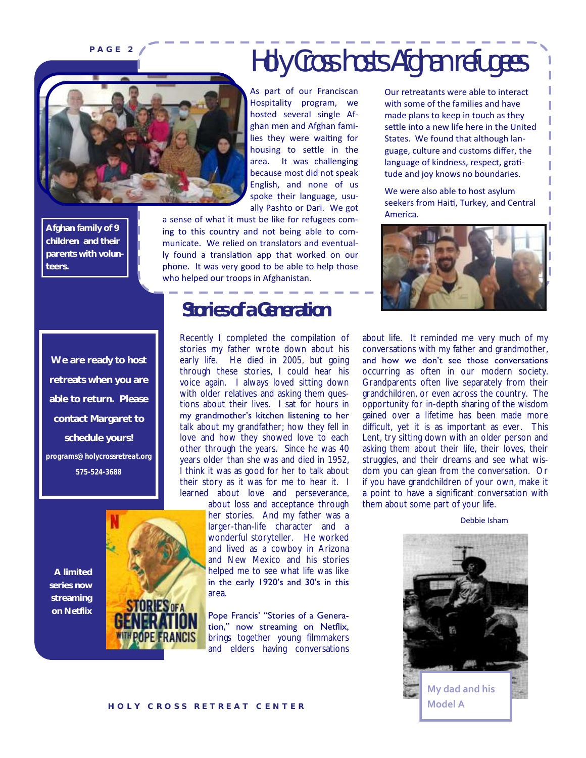# Holy Cross hosts Afghan refugees

Afghan family of 9 children and their parents with volunteers.

As part of our Franciscan Hospitality program, we hosted several single Afghan men and Afghan families they were waiting for housing to settle in the area. It was challenging because most did not speak English, and none of us spoke their language, usually Pashto or Dari. We got a sense of what it must be like for refugees coming to this country and not being able to communicate. We relied on translators and eventually found a translation app that worked on our phone. It was very good to be able to help those who helped our troops in Afghanistan.

Our retreatants were able to interact with some of the families and have made plans to keep in touch as they settle into a new life here in the United States. We found that although language, culture and customs differ, the language of kindness, respect, gratitude and joy knows no boundaries.

We were also able to host asylum seekers from Haiti, Turkey, and Central America.

**We are ready to host retreats when you are able to return. Please contact Margaret to schedule yours!**

**programs@holycrossretreat.org**

**575-524-3688**

## Stories of a Generation

Recently I completed the compilation of stories my father wrote down about his early life. He died in 2005, but going through these stories, I could hear his voice again. I always loved sitting down with older relatives and asking them questions about their lives. I sat for hours in my grandmother's kitchen listening to her talk about my grandfather; how they fell in love and how they showed love to each other through the years. Since he was 40 years older than she was and died in 1952, I think it was as good for her to talk about their story as it was for me to hear it. I learned about love and perseverance, about loss and acceptance through her stories. And my father was a larger-than-life character and a wonderful storyteller. He worked and lived as a cowboy in Arizona and New Mexico and his stories helped me to see what life was like in the early 1920's and 30's in this area.

Pope Francis' "Stories of a Generation," now streaming on Netflix, brings together young filmmakers and elders having conversations about life. It reminded me very much of my conversations with my father and grandmother, and how we don't see those conversations occurring as often in our modern society. Grandparents often live separately from their grandchildren, or even across the country. The opportunity for in-depth sharing of the wisdom gained over a lifetime has been made more difficult, yet it is as important as ever. This Lent, try sitting down with an older person and asking them about their life, their loves, their struggles, and their dreams and see what wisdom you can glean from the conversation. Or if you have grandchildren of your own, make it a point to have a significant conversation with them about some part of your life.

Debbie Isham

**A limited series now streaming on Netflix**

My dad and his Model A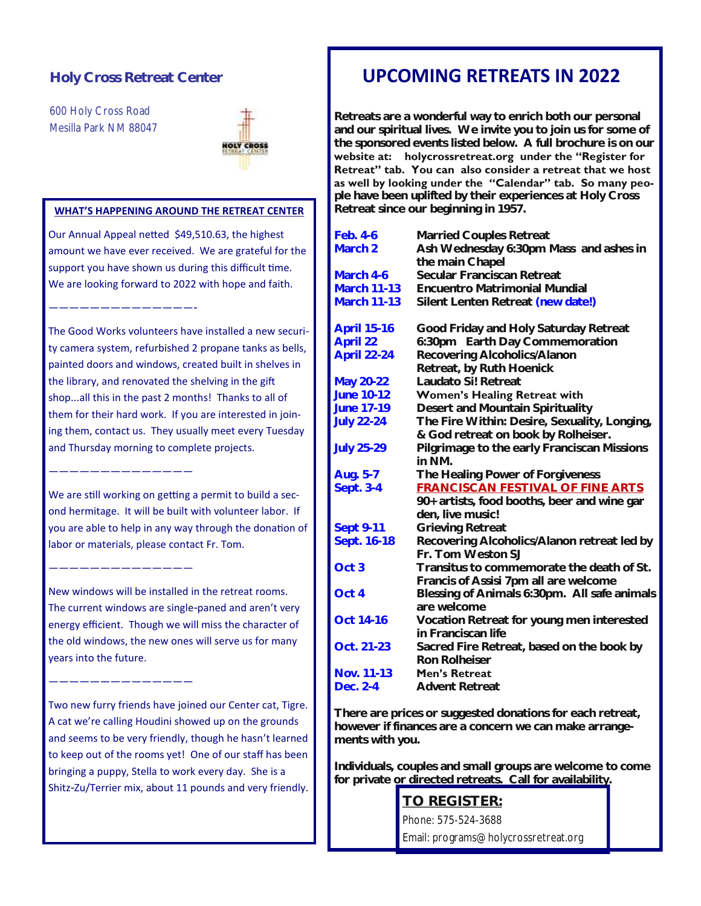## Holy Cross Retreat Center

600 Holy Cross Road
Mesilla Park NM 88047

### WHAT'S HAPPENING AROUND THE RETREAT CENTER

Our Annual Appeal netted $49,510.63, the highest amount we have ever received. We are grateful for the support you have shown us during this difficult time. We are looking forward to 2022 with hope and faith.

———————————————-

The Good Works volunteers have installed a new security camera system, refurbished 2 propane tanks as bells, painted doors and windows, created built in shelves in the library, and renovated the shelving in the gift shop...all this in the past 2 months! Thanks to all of them for their hard work. If you are interested in joining them, contact us. They usually meet every Tuesday and Thursday morning to complete projects.

——————————————

We are still working on getting a permit to build a second hermitage. It will be built with volunteer labor. If you are able to help in any way through the donation of labor or materials, please contact Fr. Tom.

——————————————

New windows will be installed in the retreat rooms. The current windows are single-paned and aren't very energy efficient. Though we will miss the character of the old windows, the new ones will serve us for many years into the future.

——————————————

Two new furry friends have joined our Center cat, Tigre. A cat we're calling Houdini showed up on the grounds and seems to be very friendly, though he hasn't learned to keep out of the rooms yet! One of our staff has been bringing a puppy, Stella to work every day. She is a Shitz-Zu/Terrier mix, about 11 pounds and very friendly.

# UPCOMING RETREATS IN 2022

**Retreats are a wonderful way to enrich both our personal and our spiritual lives. We invite you to join us for some of the sponsored events listed below. A full brochure is on our website at: holycrossretreat.org under the "Register for Retreat" tab. You can also consider a retreat that we host as well by looking under the "Calendar" tab. So many people have been uplifted by their experiences at Holy Cross Retreat since our beginning in 1957.**

| | |
|---|---|
| **Feb. 4-6** | **Married Couples Retreat** |
| **March 2** | **Ash Wednesday 6:30pm Mass and ashes in the main Chapel** |
| **March 4-6** | **Secular Franciscan Retreat** |
| **March 11-13** | **Encuentro Matrimonial Mundial** |
| **March 11-13** | **Silent Lenten Retreat (new date!)** |
| **April 15-16** | **Good Friday and Holy Saturday Retreat** |
| **April 22** | **6:30pm Earth Day Commemoration** |
| **April 22-24** | **Recovering Alcoholics/Alanon Retreat, by Ruth Hoenick** |
| **May 20-22** | **Laudato Si! Retreat** |
| **June 10-12** | **Women's Healing Retreat with** |
| **June 17-19** | **Desert and Mountain Spirituality** |
| **July 22-24** | **The Fire Within: Desire, Sexuality, Longing, & God retreat on book by Rolheiser.** |
| **July 25-29** | **Pilgrimage to the early Franciscan Missions in NM.** |
| **Aug. 5-7** | **The Healing Power of Forgiveness** |
| **Sept. 3-4** | **FRANCISCAN FESTIVAL OF FINE ARTS** 90+ artists, food booths, beer and wine garden, live music! |
| **Sept 9-11** | **Grieving Retreat** |
| **Sept. 16-18** | **Recovering Alcoholics/Alanon retreat led by Fr. Tom Weston SJ** |
| **Oct 3** | **Transitus to commemorate the death of St. Francis of Assisi 7pm all are welcome** |
| **Oct 4** | **Blessing of Animals 6:30pm. All safe animals are welcome** |
| **Oct 14-16** | **Vocation Retreat for young men interested in Franciscan life** |
| **Oct. 21-23** | **Sacred Fire Retreat, based on the book by Ron Rolheiser** |
| **Nov. 11-13** | **Men's Retreat** |
| **Dec. 2-4** | **Advent Retreat** |

**There are prices or suggested donations for each retreat, however if finances are a concern we can make arrangements with you.**

**Individuals, couples and small groups are welcome to come for private or directed retreats. Call for availability.**

**TO REGISTER:**

Phone: 575-524-3688

Email: programs@holycrossretreat.org